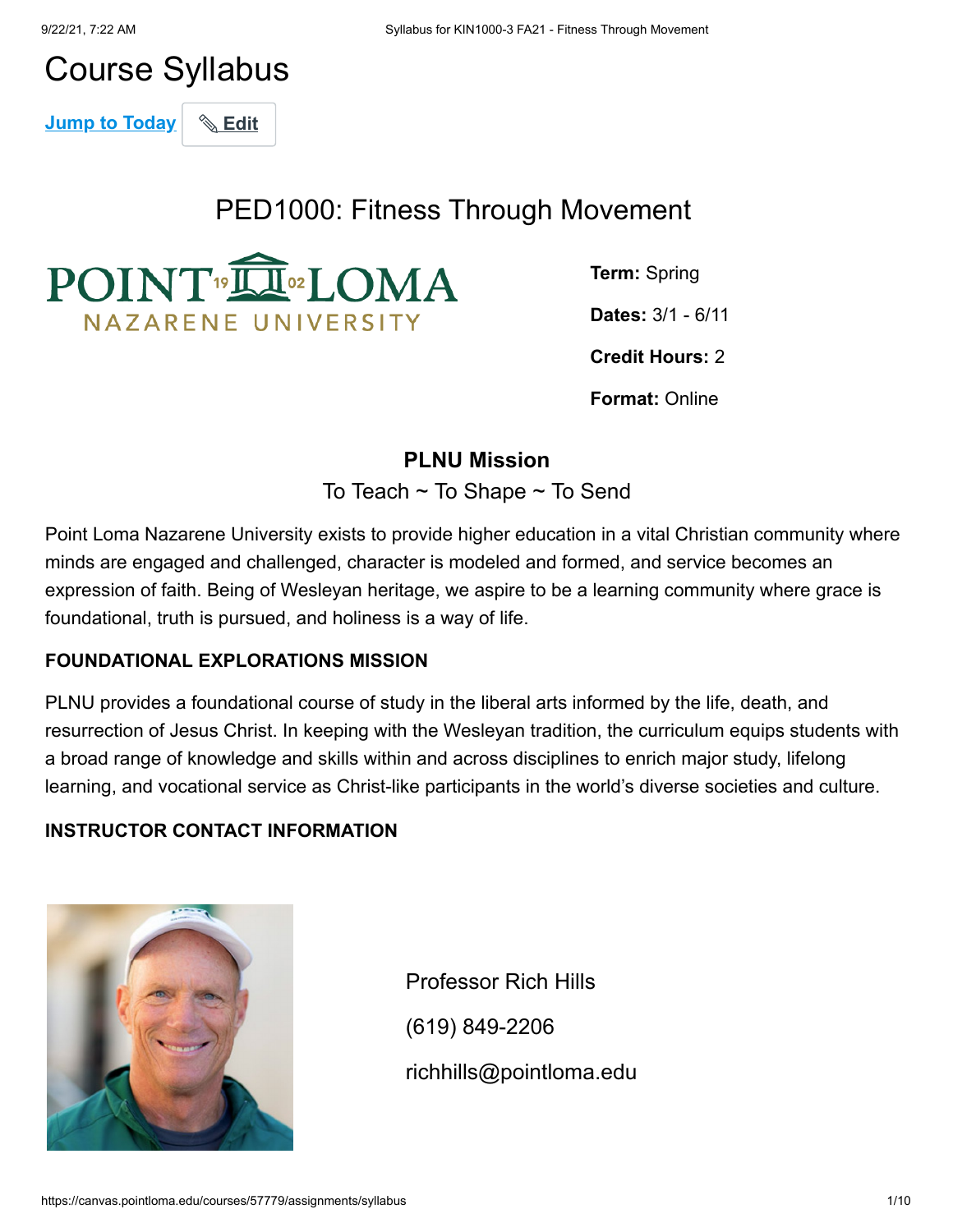# Course Syllabus

Jump to Today | Edit

## PED1000: Fitness Through Movement

POINT LOMA NAZARENE UNIVERSITY

**Term:** Spring

**Dates:** 3/1 - 6/11

**Credit Hours:** 2

**Format:** Online

### PLNU Mission

To Teach ~ To Shape ~ To Send

Point Loma Nazarene University exists to provide higher education in a vital Christian community where minds are engaged and challenged, character is modeled and formed, and service becomes an expression of faith. Being of Wesleyan heritage, we aspire to be a learning community where grace is foundational, truth is pursued, and holiness is a way of life.

#### FOUNDATIONAL EXPLORATIONS MISSION

PLNU provides a foundational course of study in the liberal arts informed by the life, death, and resurrection of Jesus Christ. In keeping with the Wesleyan tradition, the curriculum equips students with a broad range of knowledge and skills within and across disciplines to enrich major study, lifelong learning, and vocational service as Christ-like participants in the world's diverse societies and culture.

#### INSTRUCTOR CONTACT INFORMATION

Professor Rich Hills

(619) 849-2206

richhills@pointloma.edu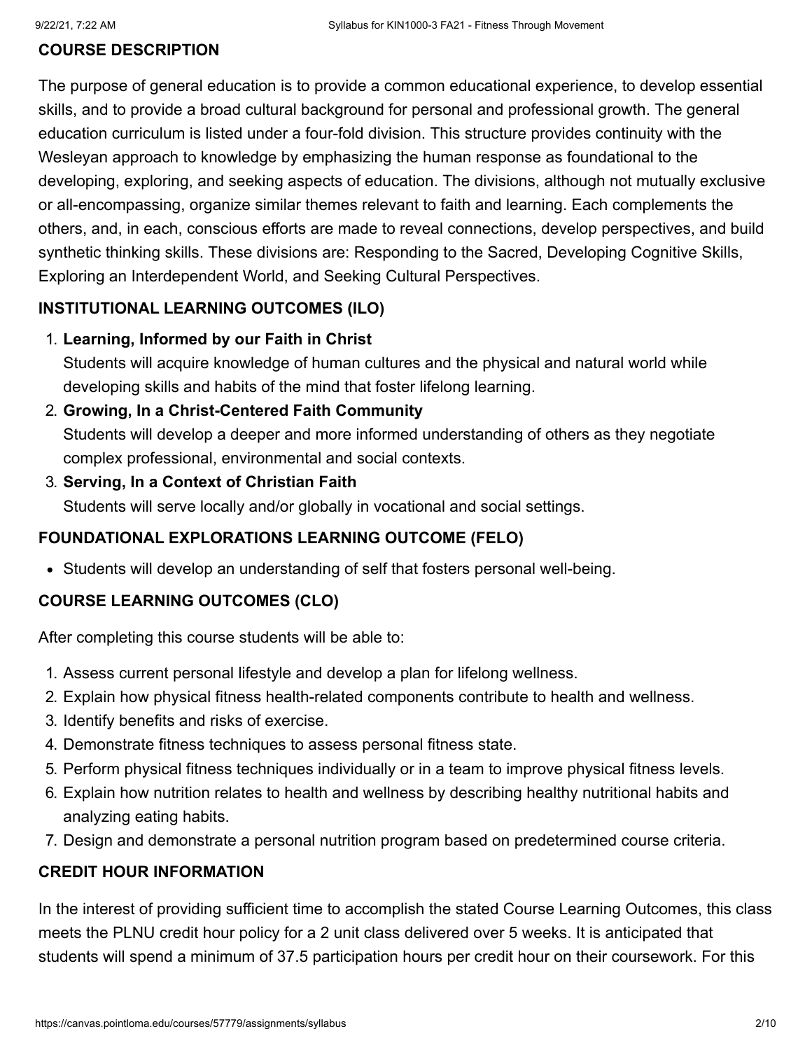## COURSE DESCRIPTION

The purpose of general education is to provide a common educational experience, to develop essential skills, and to provide a broad cultural background for personal and professional growth. The general education curriculum is listed under a four-fold division. This structure provides continuity with the Wesleyan approach to knowledge by emphasizing the human response as foundational to the developing, exploring, and seeking aspects of education. The divisions, although not mutually exclusive or all-encompassing, organize similar themes relevant to faith and learning. Each complements the others, and, in each, conscious efforts are made to reveal connections, develop perspectives, and build synthetic thinking skills. These divisions are: Responding to the Sacred, Developing Cognitive Skills, Exploring an Interdependent World, and Seeking Cultural Perspectives.

## INSTITUTIONAL LEARNING OUTCOMES (ILO)

1. **Learning, Informed by our Faith in Christ**
   Students will acquire knowledge of human cultures and the physical and natural world while developing skills and habits of the mind that foster lifelong learning.
2. **Growing, In a Christ-Centered Faith Community**
   Students will develop a deeper and more informed understanding of others as they negotiate complex professional, environmental and social contexts.
3. **Serving, In a Context of Christian Faith**
   Students will serve locally and/or globally in vocational and social settings.

## FOUNDATIONAL EXPLORATIONS LEARNING OUTCOME (FELO)

- Students will develop an understanding of self that fosters personal well-being.

## COURSE LEARNING OUTCOMES (CLO)

After completing this course students will be able to:

1. Assess current personal lifestyle and develop a plan for lifelong wellness.
2. Explain how physical fitness health-related components contribute to health and wellness.
3. Identify benefits and risks of exercise.
4. Demonstrate fitness techniques to assess personal fitness state.
5. Perform physical fitness techniques individually or in a team to improve physical fitness levels.
6. Explain how nutrition relates to health and wellness by describing healthy nutritional habits and analyzing eating habits.
7. Design and demonstrate a personal nutrition program based on predetermined course criteria.

## CREDIT HOUR INFORMATION

In the interest of providing sufficient time to accomplish the stated Course Learning Outcomes, this class meets the PLNU credit hour policy for a 2 unit class delivered over 5 weeks. It is anticipated that students will spend a minimum of 37.5 participation hours per credit hour on their coursework. For this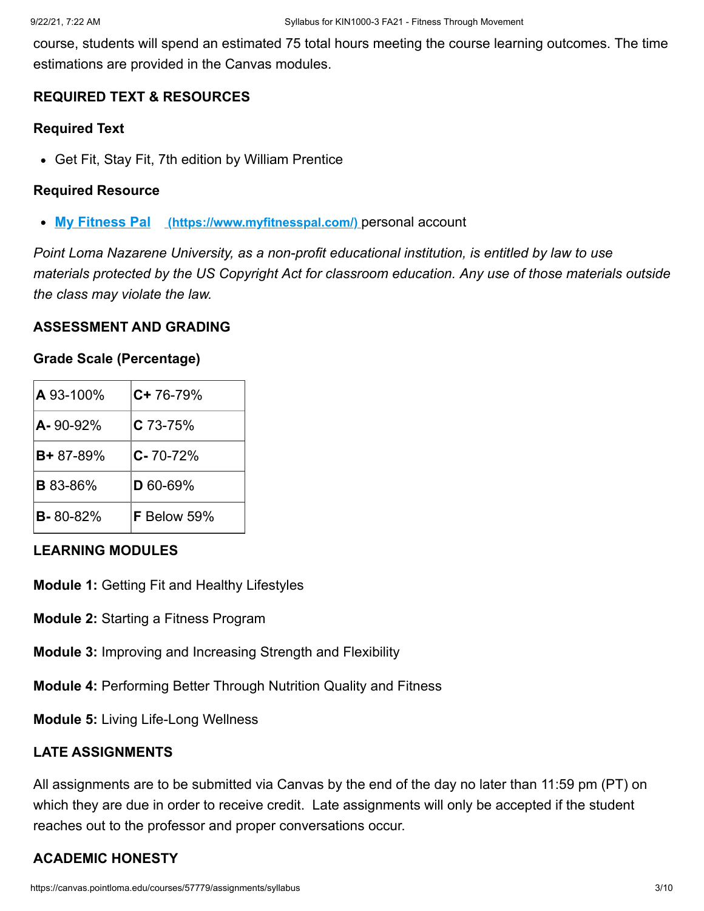course, students will spend an estimated 75 total hours meeting the course learning outcomes. The time estimations are provided in the Canvas modules.

### REQUIRED TEXT & RESOURCES

#### Required Text

- Get Fit, Stay Fit, 7th edition by William Prentice

#### Required Resource

- [My Fitness Pal (https://www.myfitnesspal.com/)](https://www.myfitnesspal.com/) personal account

*Point Loma Nazarene University, as a non-profit educational institution, is entitled by law to use materials protected by the US Copyright Act for classroom education. Any use of those materials outside the class may violate the law.*

### ASSESSMENT AND GRADING

#### Grade Scale (Percentage)

| | |
|---|---|
| **A** 93-100% | **C+** 76-79% |
| **A-** 90-92% | **C** 73-75% |
| **B+** 87-89% | **C-** 70-72% |
| **B** 83-86% | **D** 60-69% |
| **B-** 80-82% | **F** Below 59% |

### LEARNING MODULES

**Module 1:** Getting Fit and Healthy Lifestyles

**Module 2:** Starting a Fitness Program

**Module 3:** Improving and Increasing Strength and Flexibility

**Module 4:** Performing Better Through Nutrition Quality and Fitness

**Module 5:** Living Life-Long Wellness

### LATE ASSIGNMENTS

All assignments are to be submitted via Canvas by the end of the day no later than 11:59 pm (PT) on which they are due in order to receive credit. Late assignments will only be accepted if the student reaches out to the professor and proper conversations occur.

### ACADEMIC HONESTY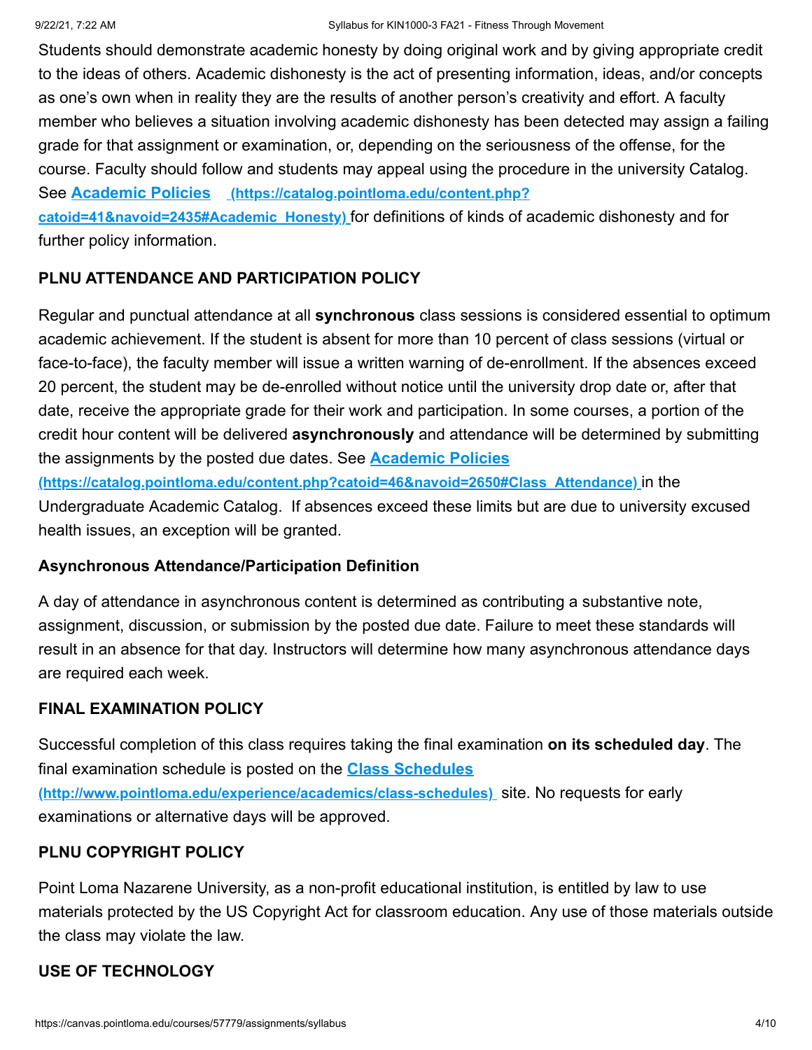Students should demonstrate academic honesty by doing original work and by giving appropriate credit to the ideas of others. Academic dishonesty is the act of presenting information, ideas, and/or concepts as one's own when in reality they are the results of another person's creativity and effort. A faculty member who believes a situation involving academic dishonesty has been detected may assign a failing grade for that assignment or examination, or, depending on the seriousness of the offense, for the course. Faculty should follow and students may appeal using the procedure in the university Catalog. See **Academic Policies (https://catalog.pointloma.edu/content.php?catoid=41&navoid=2435#Academic_Honesty)** for definitions of kinds of academic dishonesty and for further policy information.

### PLNU ATTENDANCE AND PARTICIPATION POLICY

Regular and punctual attendance at all **synchronous** class sessions is considered essential to optimum academic achievement. If the student is absent for more than 10 percent of class sessions (virtual or face-to-face), the faculty member will issue a written warning of de-enrollment. If the absences exceed 20 percent, the student may be de-enrolled without notice until the university drop date or, after that date, receive the appropriate grade for their work and participation. In some courses, a portion of the credit hour content will be delivered **asynchronously** and attendance will be determined by submitting the assignments by the posted due dates. See **Academic Policies (https://catalog.pointloma.edu/content.php?catoid=46&navoid=2650#Class_Attendance)** in the Undergraduate Academic Catalog. If absences exceed these limits but are due to university excused health issues, an exception will be granted.

### Asynchronous Attendance/Participation Definition

A day of attendance in asynchronous content is determined as contributing a substantive note, assignment, discussion, or submission by the posted due date. Failure to meet these standards will result in an absence for that day. Instructors will determine how many asynchronous attendance days are required each week.

### FINAL EXAMINATION POLICY

Successful completion of this class requires taking the final examination **on its scheduled day**. The final examination schedule is posted on the **Class Schedules (http://www.pointloma.edu/experience/academics/class-schedules)** site. No requests for early examinations or alternative days will be approved.

### PLNU COPYRIGHT POLICY

Point Loma Nazarene University, as a non-profit educational institution, is entitled by law to use materials protected by the US Copyright Act for classroom education. Any use of those materials outside the class may violate the law.

### USE OF TECHNOLOGY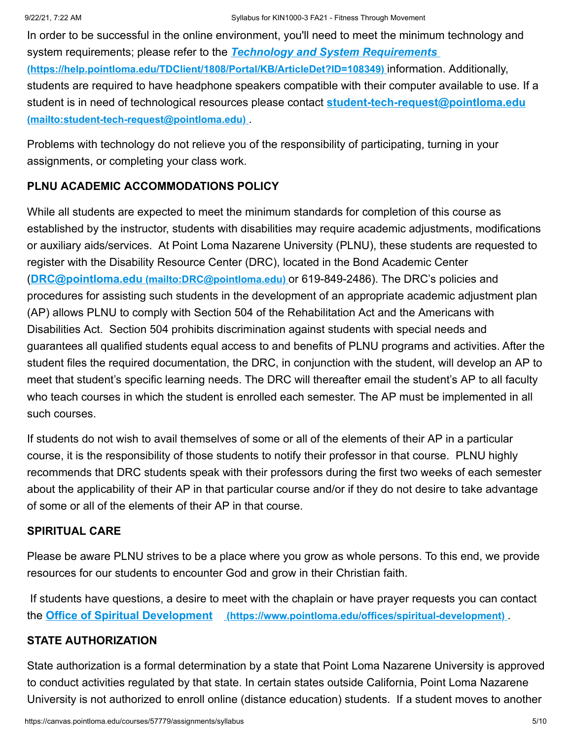In order to be successful in the online environment, you'll need to meet the minimum technology and system requirements; please refer to the [***Technology and System Requirements***](https://help.pointloma.edu/TDClient/1808/Portal/KB/ArticleDet?ID=108349) **(https://help.pointloma.edu/TDClient/1808/Portal/KB/ArticleDet?ID=108349)** information. Additionally, students are required to have headphone speakers compatible with their computer available to use. If a student is in need of technological resources please contact [**student-tech-request@pointloma.edu**](mailto:student-tech-request@pointloma.edu) **(mailto:student-tech-request@pointloma.edu)** .

Problems with technology do not relieve you of the responsibility of participating, turning in your assignments, or completing your class work.

**PLNU ACADEMIC ACCOMMODATIONS POLICY**

While all students are expected to meet the minimum standards for completion of this course as established by the instructor, students with disabilities may require academic adjustments, modifications or auxiliary aids/services. At Point Loma Nazarene University (PLNU), these students are requested to register with the Disability Resource Center (DRC), located in the Bond Academic Center ([**DRC@pointloma.edu**](mailto:DRC@pointloma.edu) **(mailto:DRC@pointloma.edu)** or 619-849-2486). The DRC's policies and procedures for assisting such students in the development of an appropriate academic adjustment plan (AP) allows PLNU to comply with Section 504 of the Rehabilitation Act and the Americans with Disabilities Act. Section 504 prohibits discrimination against students with special needs and guarantees all qualified students equal access to and benefits of PLNU programs and activities. After the student files the required documentation, the DRC, in conjunction with the student, will develop an AP to meet that student's specific learning needs. The DRC will thereafter email the student's AP to all faculty who teach courses in which the student is enrolled each semester. The AP must be implemented in all such courses.

If students do not wish to avail themselves of some or all of the elements of their AP in a particular course, it is the responsibility of those students to notify their professor in that course. PLNU highly recommends that DRC students speak with their professors during the first two weeks of each semester about the applicability of their AP in that particular course and/or if they do not desire to take advantage of some or all of the elements of their AP in that course.

**SPIRITUAL CARE**

Please be aware PLNU strives to be a place where you grow as whole persons. To this end, we provide resources for our students to encounter God and grow in their Christian faith.

If students have questions, a desire to meet with the chaplain or have prayer requests you can contact the [**Office of Spiritual Development**](https://www.pointloma.edu/offices/spiritual-development) **(https://www.pointloma.edu/offices/spiritual-development)** .

**STATE AUTHORIZATION**

State authorization is a formal determination by a state that Point Loma Nazarene University is approved to conduct activities regulated by that state. In certain states outside California, Point Loma Nazarene University is not authorized to enroll online (distance education) students. If a student moves to another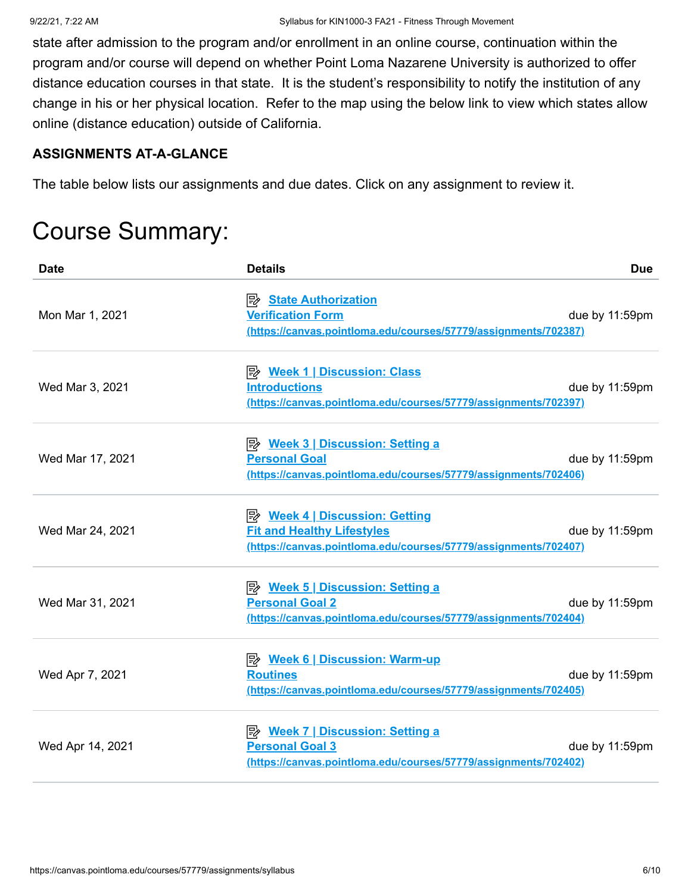state after admission to the program and/or enrollment in an online course, continuation within the program and/or course will depend on whether Point Loma Nazarene University is authorized to offer distance education courses in that state. It is the student's responsibility to notify the institution of any change in his or her physical location. Refer to the map using the below link to view which states allow online (distance education) outside of California.

**ASSIGNMENTS AT-A-GLANCE**

The table below lists our assignments and due dates. Click on any assignment to review it.

# Course Summary:

| Date | Details | Due |
|---|---|---|
| Mon Mar 1, 2021 | [State Authorization Verification Form (https://canvas.pointloma.edu/courses/57779/assignments/702387)](https://canvas.pointloma.edu/courses/57779/assignments/702387) | due by 11:59pm |
| Wed Mar 3, 2021 | [Week 1 \| Discussion: Class Introductions (https://canvas.pointloma.edu/courses/57779/assignments/702397)](https://canvas.pointloma.edu/courses/57779/assignments/702397) | due by 11:59pm |
| Wed Mar 17, 2021 | [Week 3 \| Discussion: Setting a Personal Goal (https://canvas.pointloma.edu/courses/57779/assignments/702406)](https://canvas.pointloma.edu/courses/57779/assignments/702406) | due by 11:59pm |
| Wed Mar 24, 2021 | [Week 4 \| Discussion: Getting Fit and Healthy Lifestyles (https://canvas.pointloma.edu/courses/57779/assignments/702407)](https://canvas.pointloma.edu/courses/57779/assignments/702407) | due by 11:59pm |
| Wed Mar 31, 2021 | [Week 5 \| Discussion: Setting a Personal Goal 2 (https://canvas.pointloma.edu/courses/57779/assignments/702404)](https://canvas.pointloma.edu/courses/57779/assignments/702404) | due by 11:59pm |
| Wed Apr 7, 2021 | [Week 6 \| Discussion: Warm-up Routines (https://canvas.pointloma.edu/courses/57779/assignments/702405)](https://canvas.pointloma.edu/courses/57779/assignments/702405) | due by 11:59pm |
| Wed Apr 14, 2021 | [Week 7 \| Discussion: Setting a Personal Goal 3 (https://canvas.pointloma.edu/courses/57779/assignments/702402)](https://canvas.pointloma.edu/courses/57779/assignments/702402) | due by 11:59pm |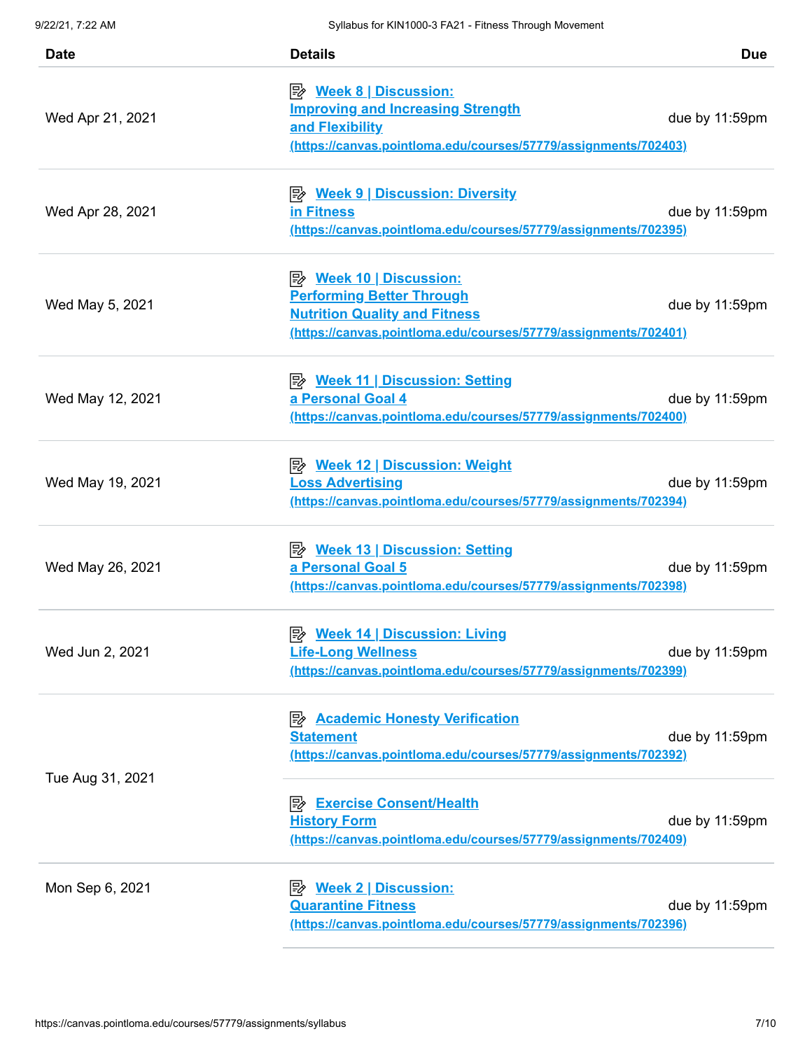| Date | Details | Due |
|---|---|---|
| Wed Apr 21, 2021 | Week 8 \| Discussion: Improving and Increasing Strength and Flexibility (https://canvas.pointloma.edu/courses/57779/assignments/702403) | due by 11:59pm |
| Wed Apr 28, 2021 | Week 9 \| Discussion: Diversity in Fitness (https://canvas.pointloma.edu/courses/57779/assignments/702395) | due by 11:59pm |
| Wed May 5, 2021 | Week 10 \| Discussion: Performing Better Through Nutrition Quality and Fitness (https://canvas.pointloma.edu/courses/57779/assignments/702401) | due by 11:59pm |
| Wed May 12, 2021 | Week 11 \| Discussion: Setting a Personal Goal 4 (https://canvas.pointloma.edu/courses/57779/assignments/702400) | due by 11:59pm |
| Wed May 19, 2021 | Week 12 \| Discussion: Weight Loss Advertising (https://canvas.pointloma.edu/courses/57779/assignments/702394) | due by 11:59pm |
| Wed May 26, 2021 | Week 13 \| Discussion: Setting a Personal Goal 5 (https://canvas.pointloma.edu/courses/57779/assignments/702398) | due by 11:59pm |
| Wed Jun 2, 2021 | Week 14 \| Discussion: Living Life-Long Wellness (https://canvas.pointloma.edu/courses/57779/assignments/702399) | due by 11:59pm |
| Tue Aug 31, 2021 | Academic Honesty Verification Statement (https://canvas.pointloma.edu/courses/57779/assignments/702392) | due by 11:59pm |
| | Exercise Consent/Health History Form (https://canvas.pointloma.edu/courses/57779/assignments/702409) | due by 11:59pm |
| Mon Sep 6, 2021 | Week 2 \| Discussion: Quarantine Fitness (https://canvas.pointloma.edu/courses/57779/assignments/702396) | due by 11:59pm |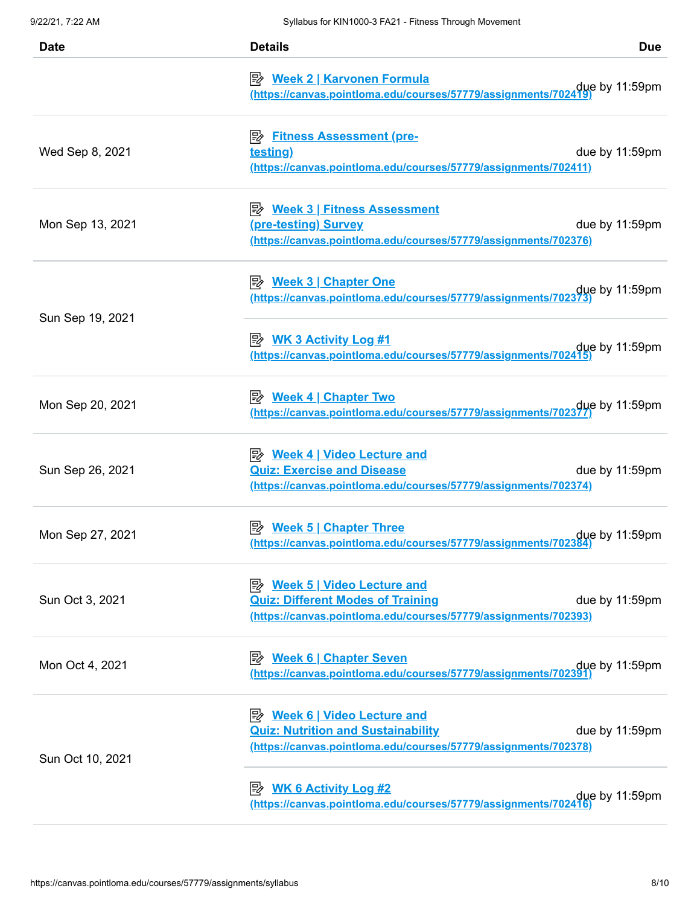| Date | Details | Due |
|---|---|---|
| | Week 2 \| Karvonen Formula (https://canvas.pointloma.edu/courses/57779/assignments/702419) | due by 11:59pm |
| Wed Sep 8, 2021 | Fitness Assessment (pre-testing) (https://canvas.pointloma.edu/courses/57779/assignments/702411) | due by 11:59pm |
| Mon Sep 13, 2021 | Week 3 \| Fitness Assessment (pre-testing) Survey (https://canvas.pointloma.edu/courses/57779/assignments/702376) | due by 11:59pm |
| Sun Sep 19, 2021 | Week 3 \| Chapter One (https://canvas.pointloma.edu/courses/57779/assignments/702373) | due by 11:59pm |
| | WK 3 Activity Log #1 (https://canvas.pointloma.edu/courses/57779/assignments/702415) | due by 11:59pm |
| Mon Sep 20, 2021 | Week 4 \| Chapter Two (https://canvas.pointloma.edu/courses/57779/assignments/702377) | due by 11:59pm |
| Sun Sep 26, 2021 | Week 4 \| Video Lecture and Quiz: Exercise and Disease (https://canvas.pointloma.edu/courses/57779/assignments/702374) | due by 11:59pm |
| Mon Sep 27, 2021 | Week 5 \| Chapter Three (https://canvas.pointloma.edu/courses/57779/assignments/702384) | due by 11:59pm |
| Sun Oct 3, 2021 | Week 5 \| Video Lecture and Quiz: Different Modes of Training (https://canvas.pointloma.edu/courses/57779/assignments/702393) | due by 11:59pm |
| Mon Oct 4, 2021 | Week 6 \| Chapter Seven (https://canvas.pointloma.edu/courses/57779/assignments/702391) | due by 11:59pm |
| Sun Oct 10, 2021 | Week 6 \| Video Lecture and Quiz: Nutrition and Sustainability (https://canvas.pointloma.edu/courses/57779/assignments/702378) | due by 11:59pm |
| | WK 6 Activity Log #2 (https://canvas.pointloma.edu/courses/57779/assignments/702416) | due by 11:59pm |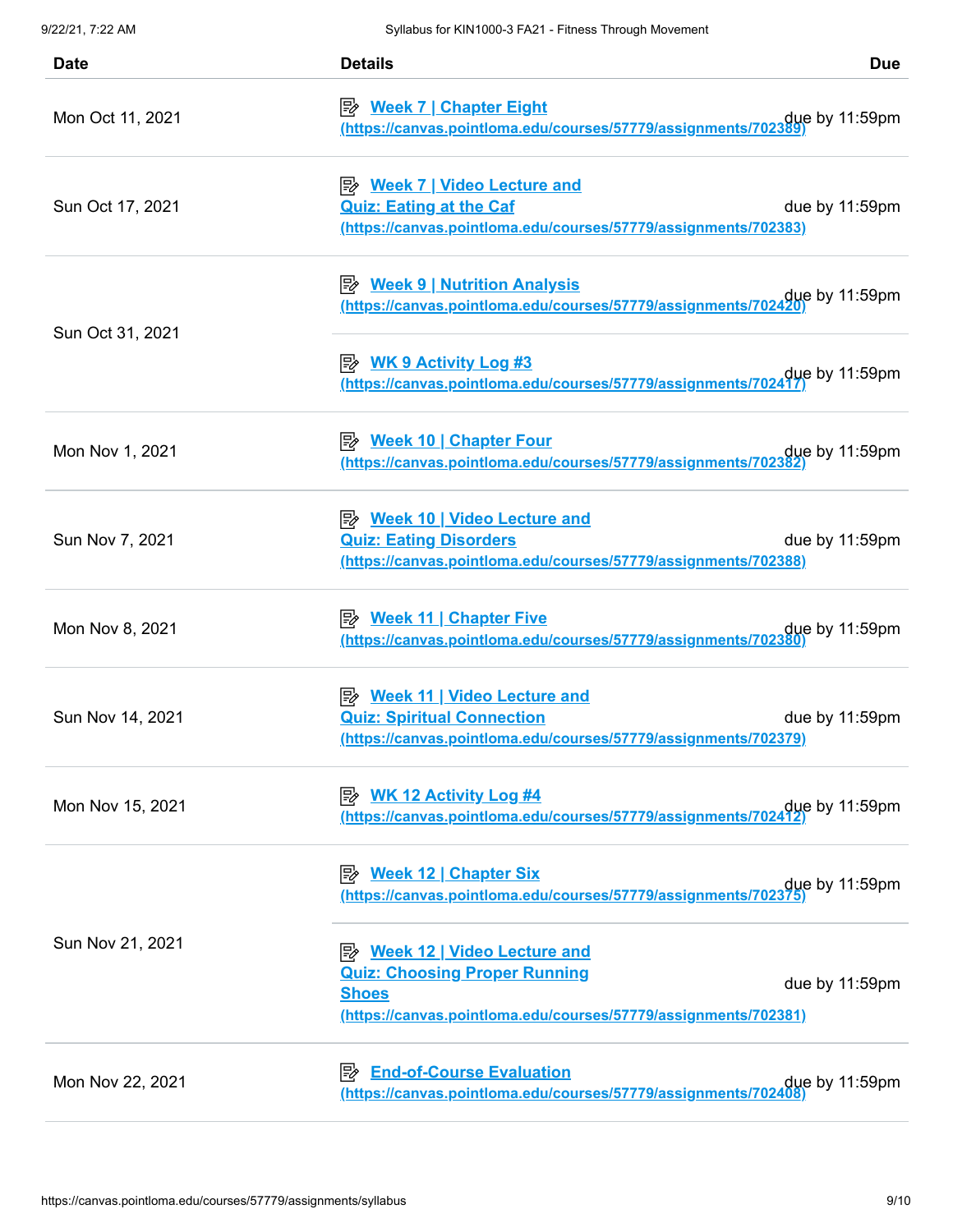| Date | Details | Due |
| --- | --- | --- |
| Mon Oct 11, 2021 | [Week 7 \| Chapter Eight (https://canvas.pointloma.edu/courses/57779/assignments/702389)](https://canvas.pointloma.edu/courses/57779/assignments/702389) | due by 11:59pm |
| Sun Oct 17, 2021 | [Week 7 \| Video Lecture and Quiz: Eating at the Caf (https://canvas.pointloma.edu/courses/57779/assignments/702383)](https://canvas.pointloma.edu/courses/57779/assignments/702383) | due by 11:59pm |
| Sun Oct 31, 2021 | [Week 9 \| Nutrition Analysis (https://canvas.pointloma.edu/courses/57779/assignments/702420)](https://canvas.pointloma.edu/courses/57779/assignments/702420) | due by 11:59pm |
| | [WK 9 Activity Log #3 (https://canvas.pointloma.edu/courses/57779/assignments/702417)](https://canvas.pointloma.edu/courses/57779/assignments/702417) | due by 11:59pm |
| Mon Nov 1, 2021 | [Week 10 \| Chapter Four (https://canvas.pointloma.edu/courses/57779/assignments/702382)](https://canvas.pointloma.edu/courses/57779/assignments/702382) | due by 11:59pm |
| Sun Nov 7, 2021 | [Week 10 \| Video Lecture and Quiz: Eating Disorders (https://canvas.pointloma.edu/courses/57779/assignments/702388)](https://canvas.pointloma.edu/courses/57779/assignments/702388) | due by 11:59pm |
| Mon Nov 8, 2021 | [Week 11 \| Chapter Five (https://canvas.pointloma.edu/courses/57779/assignments/702380)](https://canvas.pointloma.edu/courses/57779/assignments/702380) | due by 11:59pm |
| Sun Nov 14, 2021 | [Week 11 \| Video Lecture and Quiz: Spiritual Connection (https://canvas.pointloma.edu/courses/57779/assignments/702379)](https://canvas.pointloma.edu/courses/57779/assignments/702379) | due by 11:59pm |
| Mon Nov 15, 2021 | [WK 12 Activity Log #4 (https://canvas.pointloma.edu/courses/57779/assignments/702412)](https://canvas.pointloma.edu/courses/57779/assignments/702412) | due by 11:59pm |
| Sun Nov 21, 2021 | [Week 12 \| Chapter Six (https://canvas.pointloma.edu/courses/57779/assignments/702375)](https://canvas.pointloma.edu/courses/57779/assignments/702375) | due by 11:59pm |
| | [Week 12 \| Video Lecture and Quiz: Choosing Proper Running Shoes (https://canvas.pointloma.edu/courses/57779/assignments/702381)](https://canvas.pointloma.edu/courses/57779/assignments/702381) | due by 11:59pm |
| Mon Nov 22, 2021 | [End-of-Course Evaluation (https://canvas.pointloma.edu/courses/57779/assignments/702408)](https://canvas.pointloma.edu/courses/57779/assignments/702408) | due by 11:59pm |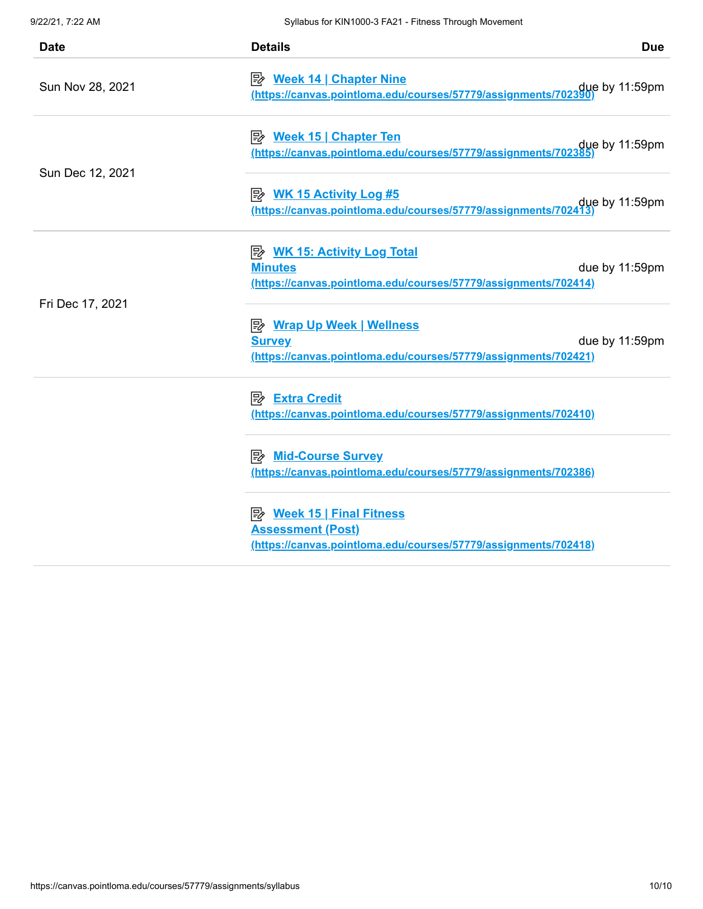| Date | Details | Due |
| --- | --- | --- |
| Sun Nov 28, 2021 | [Week 14 \| Chapter Nine](https://canvas.pointloma.edu/courses/57779/assignments/702390) (https://canvas.pointloma.edu/courses/57779/assignments/702390) | due by 11:59pm |
| Sun Dec 12, 2021 | [Week 15 \| Chapter Ten](https://canvas.pointloma.edu/courses/57779/assignments/702385) (https://canvas.pointloma.edu/courses/57779/assignments/702385) | due by 11:59pm |
| | [WK 15 Activity Log #5](https://canvas.pointloma.edu/courses/57779/assignments/702413) (https://canvas.pointloma.edu/courses/57779/assignments/702413) | due by 11:59pm |
| Fri Dec 17, 2021 | [WK 15: Activity Log Total Minutes](https://canvas.pointloma.edu/courses/57779/assignments/702414) (https://canvas.pointloma.edu/courses/57779/assignments/702414) | due by 11:59pm |
| | [Wrap Up Week \| Wellness Survey](https://canvas.pointloma.edu/courses/57779/assignments/702421) (https://canvas.pointloma.edu/courses/57779/assignments/702421) | due by 11:59pm |
| | [Extra Credit](https://canvas.pointloma.edu/courses/57779/assignments/702410) (https://canvas.pointloma.edu/courses/57779/assignments/702410) | |
| | [Mid-Course Survey](https://canvas.pointloma.edu/courses/57779/assignments/702386) (https://canvas.pointloma.edu/courses/57779/assignments/702386) | |
| | [Week 15 \| Final Fitness Assessment (Post)](https://canvas.pointloma.edu/courses/57779/assignments/702418) (https://canvas.pointloma.edu/courses/57779/assignments/702418) | |